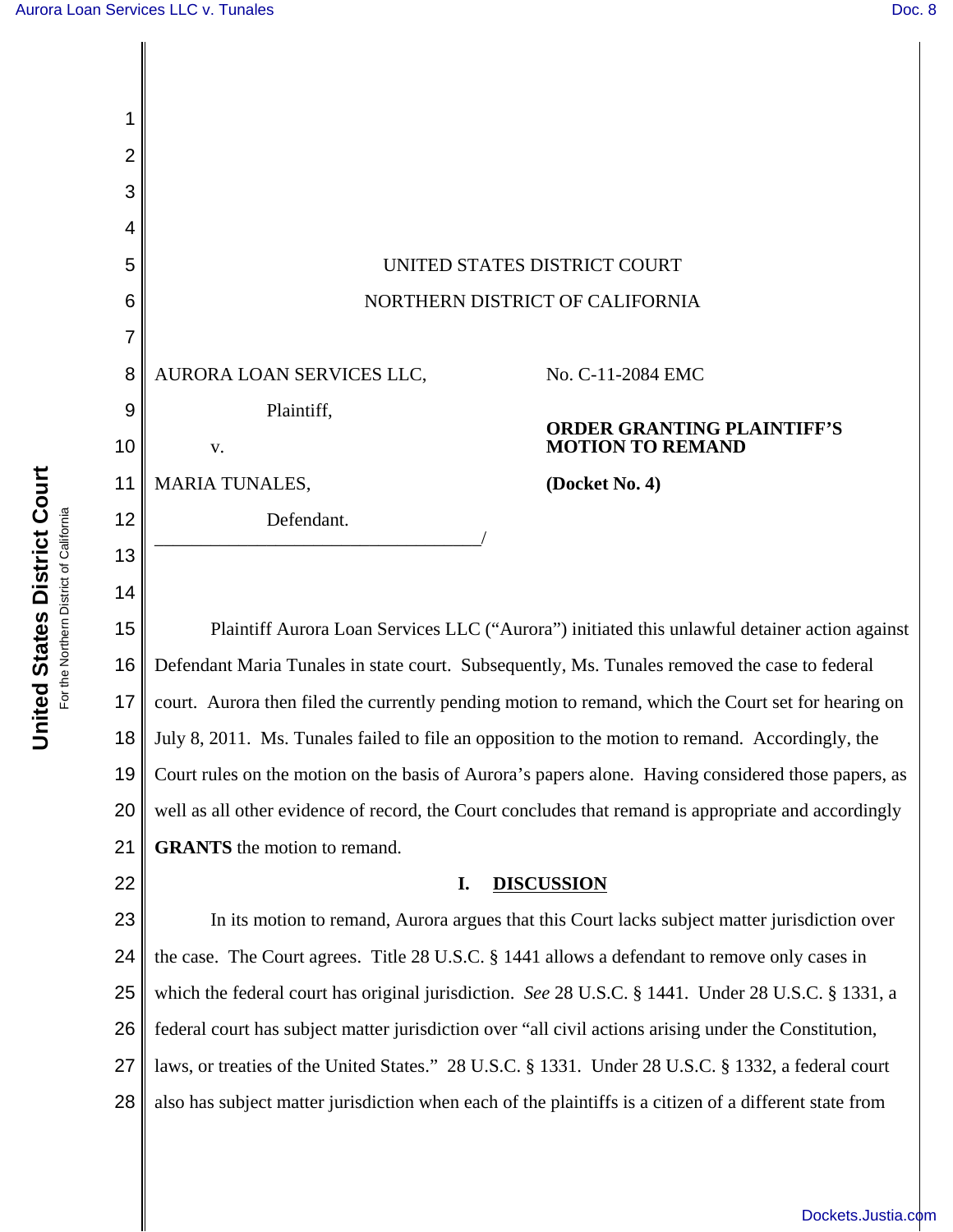UNITED STATES DISTRICT COURT

NORTHERN DISTRICT OF CALIFORNIA

AURORA LOAN SERVICES LLC,

Plaintiff,

v.

MARIA TUNALES,

Defendant.

No. C-11-2084 EMC

**ORDER GRANTING PLAINTIFF'S MOTION TO REMAND**

**(Docket No. 4)**

Plaintiff Aurora Loan Services LLC ("Aurora") initiated this unlawful detainer action against Defendant Maria Tunales in state court. Subsequently, Ms. Tunales removed the case to federal court. Aurora then filed the currently pending motion to remand, which the Court set for hearing on July 8, 2011. Ms. Tunales failed to file an opposition to the motion to remand. Accordingly, the Court rules on the motion on the basis of Aurora's papers alone. Having considered those papers, as well as all other evidence of record, the Court concludes that remand is appropriate and accordingly **GRANTS** the motion to remand.

## I. DISCUSSION

In its motion to remand, Aurora argues that this Court lacks subject matter jurisdiction over the case. The Court agrees. Title 28 U.S.C. § 1441 allows a defendant to remove only cases in which the federal court has original jurisdiction. *See* 28 U.S.C. § 1441. Under 28 U.S.C. § 1331, a federal court has subject matter jurisdiction over "all civil actions arising under the Constitution, laws, or treaties of the United States." 28 U.S.C. § 1331. Under 28 U.S.C. § 1332, a federal court also has subject matter jurisdiction when each of the plaintiffs is a citizen of a different state from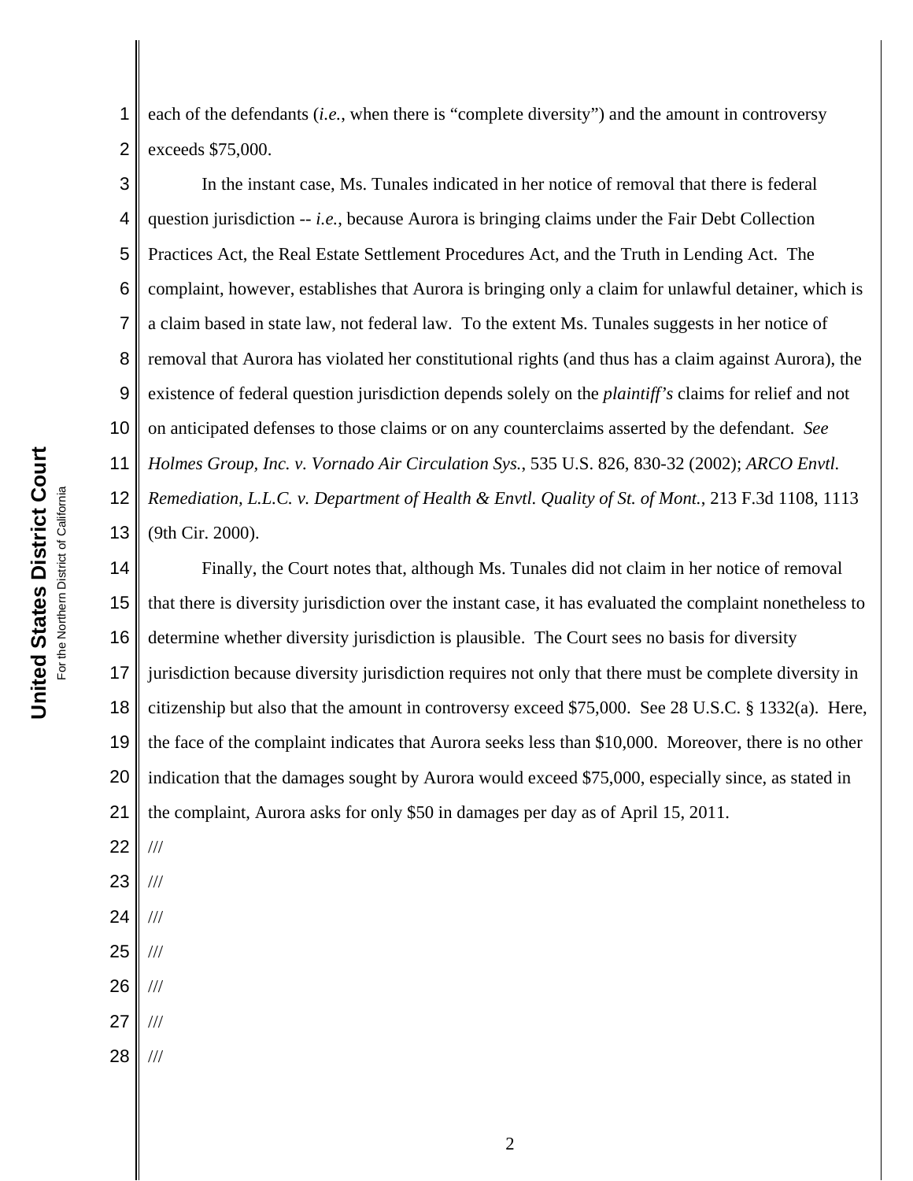each of the defendants (*i.e.*, when there is "complete diversity") and the amount in controversy exceeds $75,000.

In the instant case, Ms. Tunales indicated in her notice of removal that there is federal question jurisdiction -- *i.e.*, because Aurora is bringing claims under the Fair Debt Collection Practices Act, the Real Estate Settlement Procedures Act, and the Truth in Lending Act. The complaint, however, establishes that Aurora is bringing only a claim for unlawful detainer, which is a claim based in state law, not federal law. To the extent Ms. Tunales suggests in her notice of removal that Aurora has violated her constitutional rights (and thus has a claim against Aurora), the existence of federal question jurisdiction depends solely on the *plaintiff's* claims for relief and not on anticipated defenses to those claims or on any counterclaims asserted by the defendant. *See Holmes Group, Inc. v. Vornado Air Circulation Sys.*, 535 U.S. 826, 830-32 (2002); *ARCO Envtl. Remediation, L.L.C. v. Department of Health & Envtl. Quality of St. of Mont.*, 213 F.3d 1108, 1113 (9th Cir. 2000).

Finally, the Court notes that, although Ms. Tunales did not claim in her notice of removal that there is diversity jurisdiction over the instant case, it has evaluated the complaint nonetheless to determine whether diversity jurisdiction is plausible. The Court sees no basis for diversity jurisdiction because diversity jurisdiction requires not only that there must be complete diversity in citizenship but also that the amount in controversy exceed $75,000. See 28 U.S.C. § 1332(a). Here, the face of the complaint indicates that Aurora seeks less than $10,000. Moreover, there is no other indication that the damages sought by Aurora would exceed $75,000, especially since, as stated in the complaint, Aurora asks for only $50 in damages per day as of April 15, 2011.

///

///

///

///

///

///

///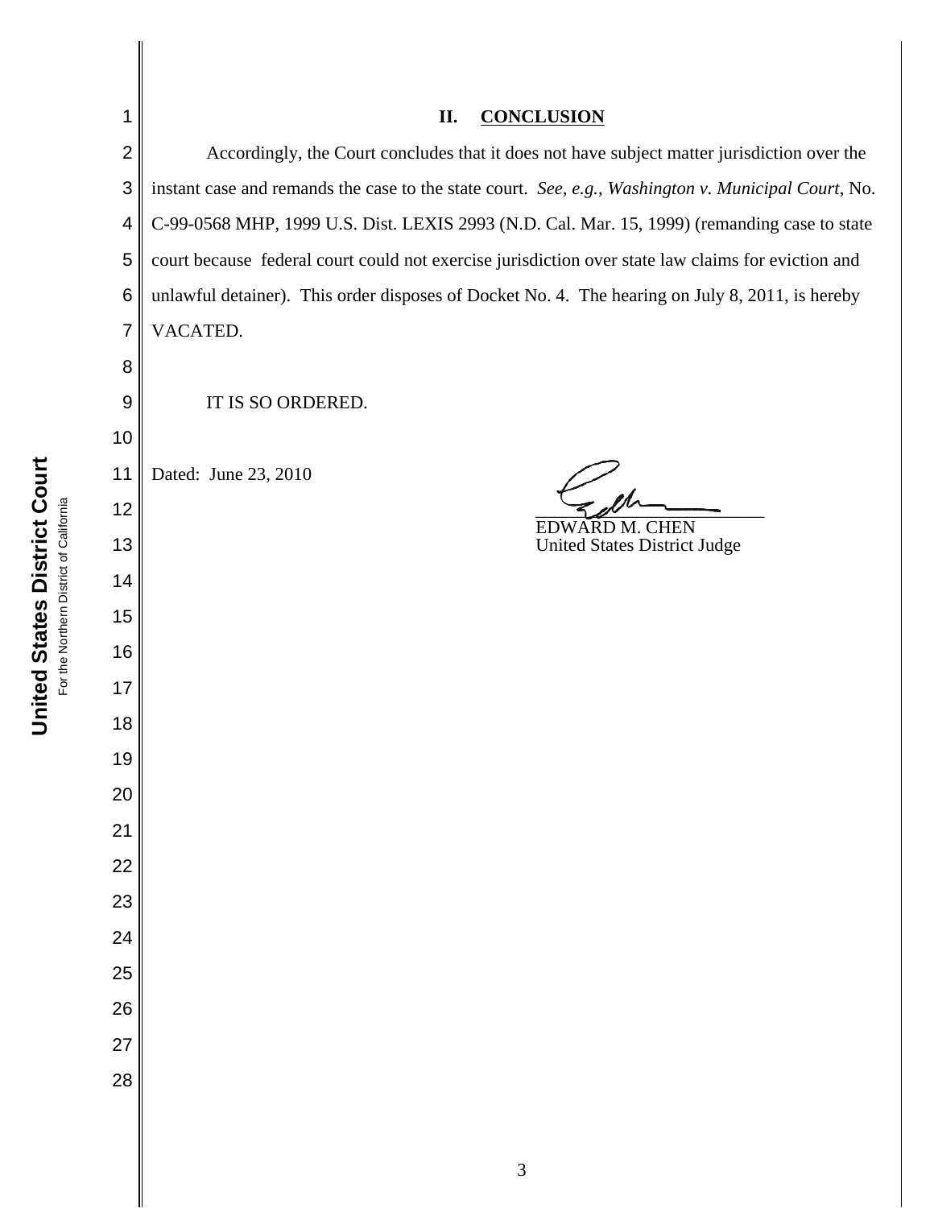## II. CONCLUSION

Accordingly, the Court concludes that it does not have subject matter jurisdiction over the instant case and remands the case to the state court. *See, e.g.*, *Washington v. Municipal Court*, No. C-99-0568 MHP, 1999 U.S. Dist. LEXIS 2993 (N.D. Cal. Mar. 15, 1999) (remanding case to state court because federal court could not exercise jurisdiction over state law claims for eviction and unlawful detainer). This order disposes of Docket No. 4. The hearing on July 8, 2011, is hereby VACATED.

IT IS SO ORDERED.

Dated: June 23, 2010

EDWARD M. CHEN
United States District Judge